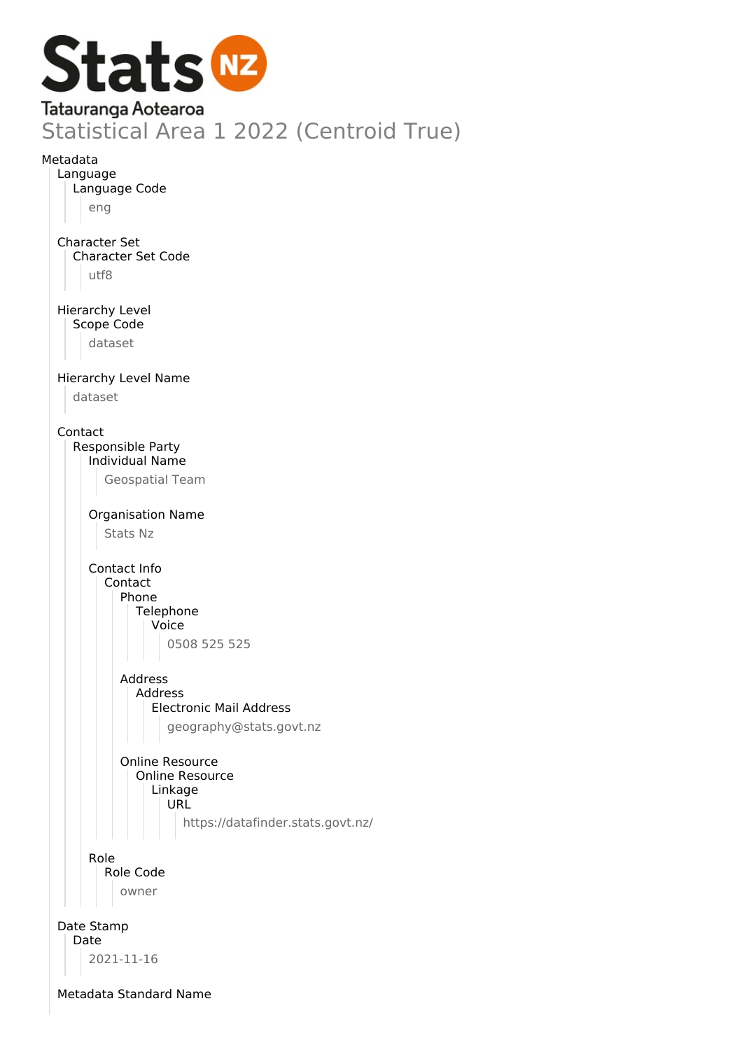Stats NZ

Tatauranga Aotearoa

# Statistical Area 1 2022 (Centroid True)

Metadata

- Language
  - Language Code
    - eng
- Character Set
  - Character Set Code
    - utf8
- Hierarchy Level
  - Scope Code
    - dataset
- Hierarchy Level Name
  - dataset
- Contact
  - Responsible Party
    - Individual Name
      - Geospatial Team
    - Organisation Name
      - Stats Nz
    - Contact Info
      - Contact
        - Phone
          - Telephone
            - Voice
              - 0508 525 525
        - Address
          - Address
            - Electronic Mail Address
              - geography@stats.govt.nz
        - Online Resource
          - Online Resource
            - Linkage
              - URL
                - https://datafinder.stats.govt.nz/
    - Role
      - Role Code
        - owner
- Date Stamp
  - Date
    - 2021-11-16
- Metadata Standard Name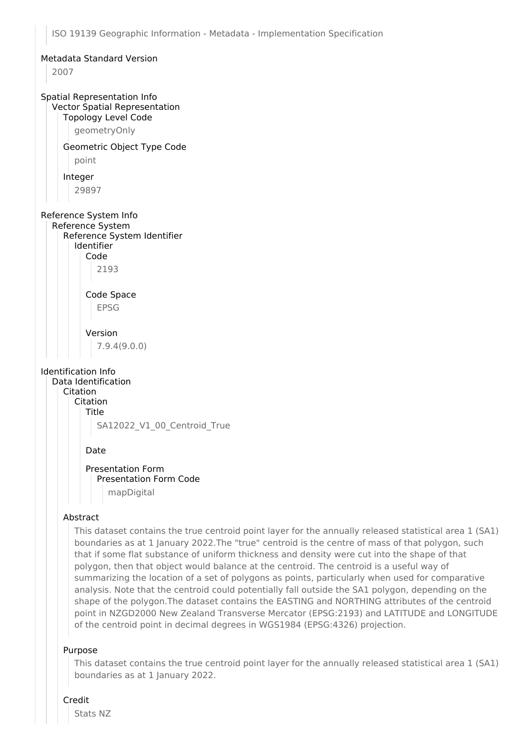ISO 19139 Geographic Information - Metadata - Implementation Specification

## Metadata Standard Version

2007

## Spatial Representation Info

### Vector Spatial Representation

#### Topology Level Code

geometryOnly

#### Geometric Object Type Code

point

#### Integer

29897

## Reference System Info

### Reference System

#### Reference System Identifier

##### Identifier

###### Code

2193

###### Code Space

EPSG

###### Version

7.9.4(9.0.0)

## Identification Info

### Data Identification

#### Citation

##### Citation

###### Title

SA12022_V1_00_Centroid_True

###### Date

###### Presentation Form

Presentation Form Code

mapDigital

#### Abstract

This dataset contains the true centroid point layer for the annually released statistical area 1 (SA1) boundaries as at 1 January 2022.The "true" centroid is the centre of mass of that polygon, such that if some flat substance of uniform thickness and density were cut into the shape of that polygon, then that object would balance at the centroid. The centroid is a useful way of summarizing the location of a set of polygons as points, particularly when used for comparative analysis. Note that the centroid could potentially fall outside the SA1 polygon, depending on the shape of the polygon.The dataset contains the EASTING and NORTHING attributes of the centroid point in NZGD2000 New Zealand Transverse Mercator (EPSG:2193) and LATITUDE and LONGITUDE of the centroid point in decimal degrees in WGS1984 (EPSG:4326) projection.

#### Purpose

This dataset contains the true centroid point layer for the annually released statistical area 1 (SA1) boundaries as at 1 January 2022.

#### Credit

Stats NZ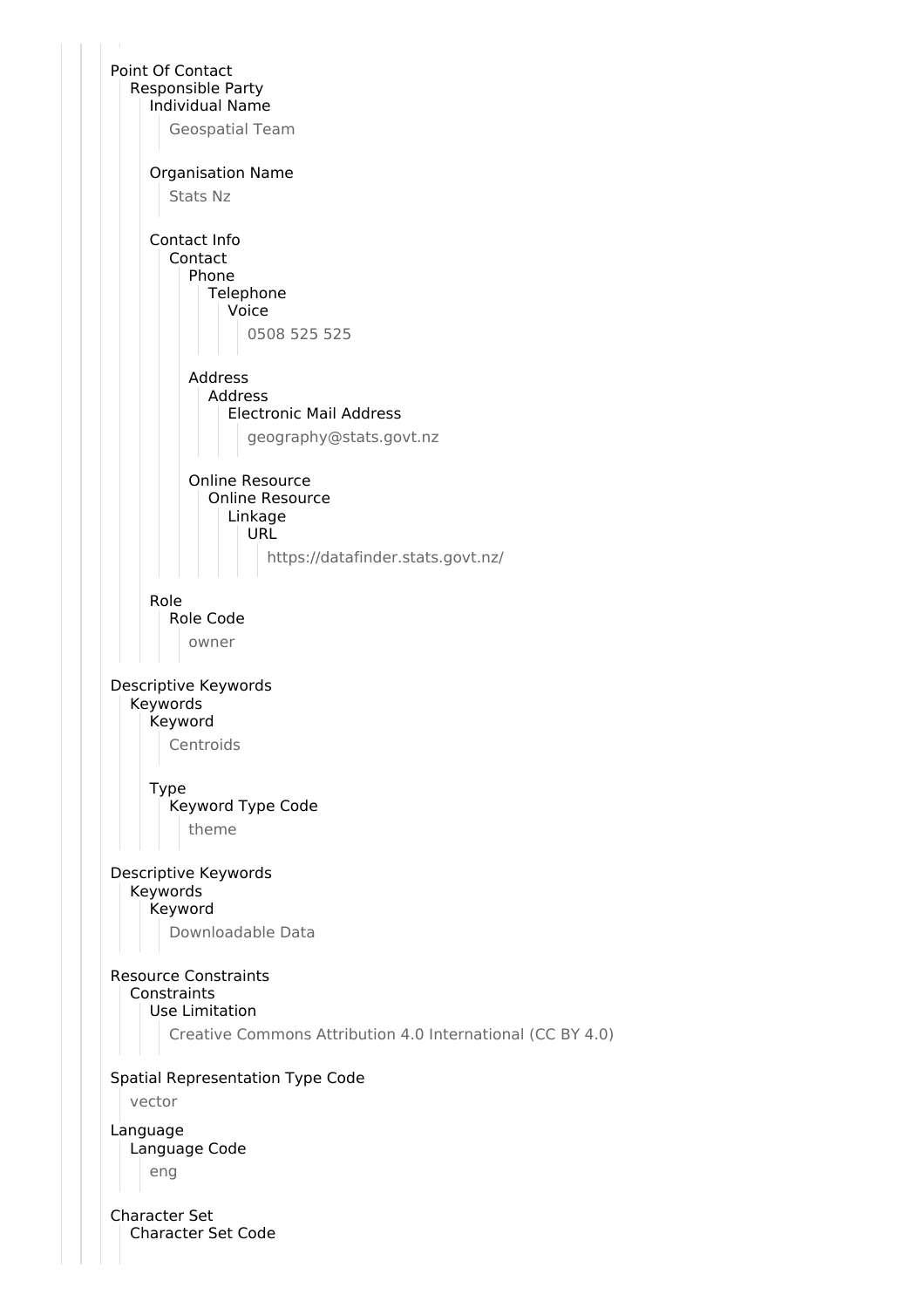Point Of Contact
- Responsible Party
  - Individual Name
    - Geospatial Team
  - Organisation Name
    - Stats Nz
  - Contact Info
    - Contact
      - Phone
        - Telephone
          - Voice
            - 0508 525 525
      - Address
        - Address
          - Electronic Mail Address
            - geography@stats.govt.nz
      - Online Resource
        - Online Resource
          - Linkage
            - URL
              - https://datafinder.stats.govt.nz/
  - Role
    - Role Code
      - owner

Descriptive Keywords
- Keywords
  - Keyword
    - Centroids
  - Type
    - Keyword Type Code
      - theme

Descriptive Keywords
- Keywords
  - Keyword
    - Downloadable Data

Resource Constraints
- Constraints
  - Use Limitation
    - Creative Commons Attribution 4.0 International (CC BY 4.0)

Spatial Representation Type Code
- vector

Language
- Language Code
  - eng

Character Set
- Character Set Code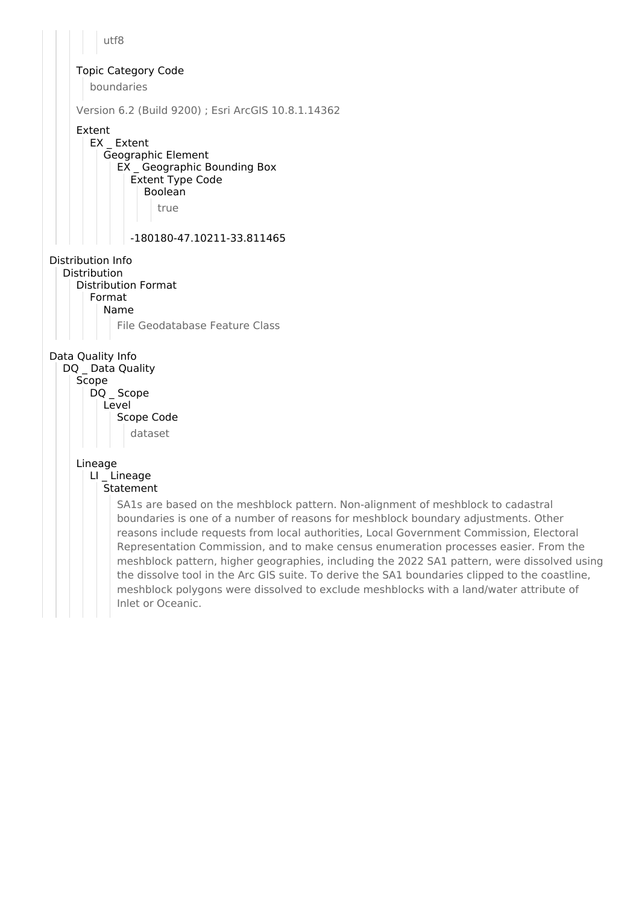utf8

Topic Category Code

boundaries

Version 6.2 (Build 9200) ; Esri ArcGIS 10.8.1.14362

Extent

EX _ Extent

Geographic Element

EX _ Geographic Bounding Box

Extent Type Code

Boolean

true

-180180-47.10211-33.811465

Distribution Info

Distribution

Distribution Format

Format

Name

File Geodatabase Feature Class

Data Quality Info

DQ _ Data Quality

Scope

DQ _ Scope

Level

Scope Code

dataset

Lineage

LI _ Lineage

Statement

SA1s are based on the meshblock pattern. Non-alignment of meshblock to cadastral boundaries is one of a number of reasons for meshblock boundary adjustments. Other reasons include requests from local authorities, Local Government Commission, Electoral Representation Commission, and to make census enumeration processes easier. From the meshblock pattern, higher geographies, including the 2022 SA1 pattern, were dissolved using the dissolve tool in the Arc GIS suite. To derive the SA1 boundaries clipped to the coastline, meshblock polygons were dissolved to exclude meshblocks with a land/water attribute of Inlet or Oceanic.